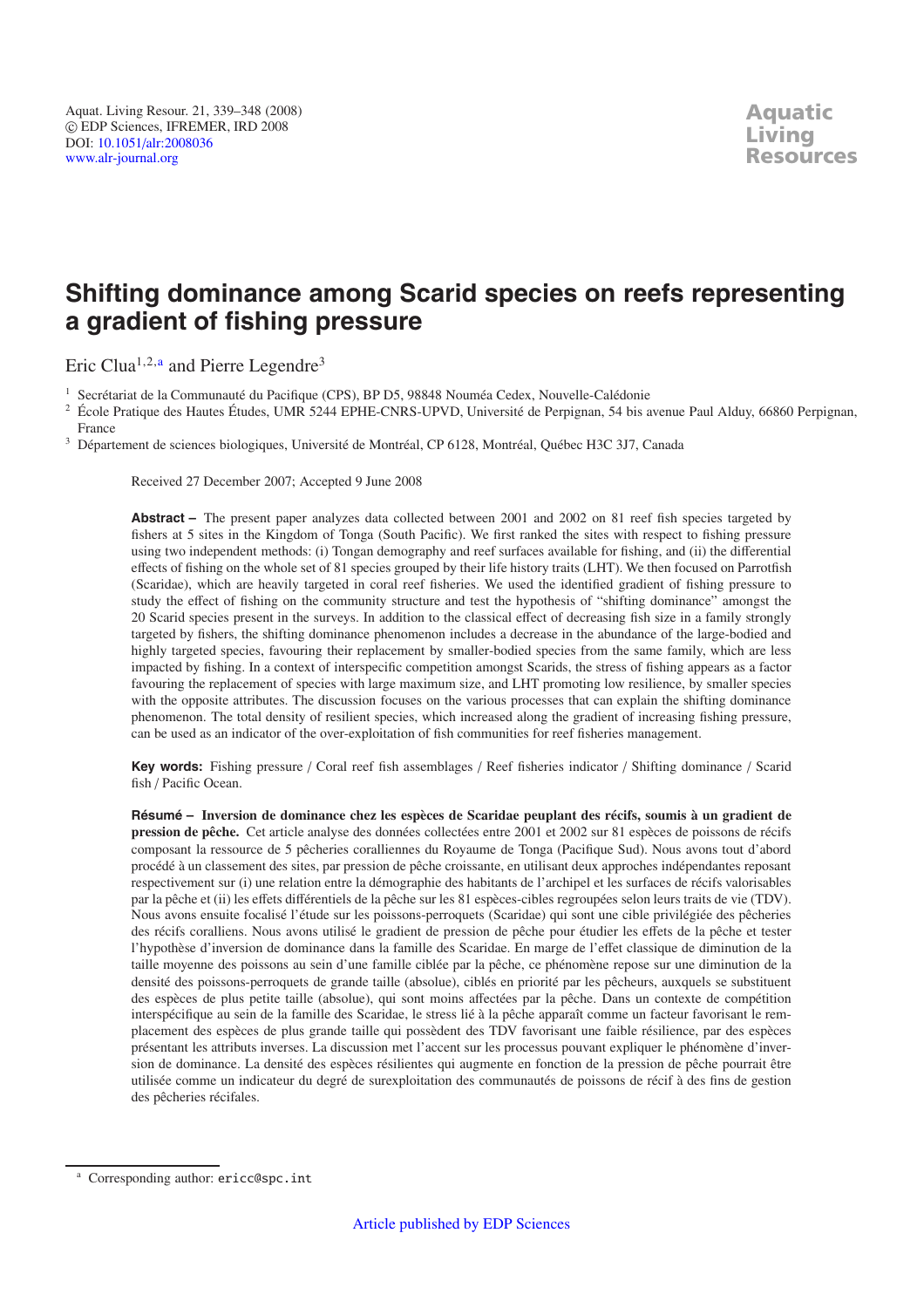# Shifting dominance among Scarid species on reefs representing a gradient of fishing pressure

Eric Clua[1,2,a] and Pierre Legendre[3]

[1] Secrétariat de la Communauté du Pacifique (CPS), BP D5, 98848 Nouméa Cedex, Nouvelle-Calédonie
[2] École Pratique des Hautes Études, UMR 5244 EPHE-CNRS-UPVD, Université de Perpignan, 54 bis avenue Paul Alduy, 66860 Perpignan, France
[3] Département de sciences biologiques, Université de Montréal, CP 6128, Montréal, Québec H3C 3J7, Canada

Received 27 December 2007; Accepted 9 June 2008

**Abstract –** The present paper analyzes data collected between 2001 and 2002 on 81 reef fish species targeted by fishers at 5 sites in the Kingdom of Tonga (South Pacific). We first ranked the sites with respect to fishing pressure using two independent methods: (i) Tongan demography and reef surfaces available for fishing, and (ii) the differential effects of fishing on the whole set of 81 species grouped by their life history traits (LHT). We then focused on Parrotfish (Scaridae), which are heavily targeted in coral reef fisheries. We used the identified gradient of fishing pressure to study the effect of fishing on the community structure and test the hypothesis of "shifting dominance" amongst the 20 Scarid species present in the surveys. In addition to the classical effect of decreasing fish size in a family strongly targeted by fishers, the shifting dominance phenomenon includes a decrease in the abundance of the large-bodied and highly targeted species, favouring their replacement by smaller-bodied species from the same family, which are less impacted by fishing. In a context of interspecific competition amongst Scarids, the stress of fishing appears as a factor favouring the replacement of species with large maximum size, and LHT promoting low resilience, by smaller species with the opposite attributes. The discussion focuses on the various processes that can explain the shifting dominance phenomenon. The total density of resilient species, which increased along the gradient of increasing fishing pressure, can be used as an indicator of the over-exploitation of fish communities for reef fisheries management.

**Key words:** Fishing pressure / Coral reef fish assemblages / Reef fisheries indicator / Shifting dominance / Scarid fish / Pacific Ocean.

**Résumé – Inversion de dominance chez les espèces de Scaridae peuplant des récifs, soumis à un gradient de pression de pêche.** Cet article analyse des données collectées entre 2001 et 2002 sur 81 espèces de poissons de récifs composant la ressource de 5 pêcheries coralliennes du Royaume de Tonga (Pacifique Sud). Nous avons tout d'abord procédé à un classement des sites, par pression de pêche croissante, en utilisant deux approches indépendantes reposant respectivement sur (i) une relation entre la démographie des habitants de l'archipel et les surfaces de récifs valorisables par la pêche et (ii) les effets différentiels de la pêche sur les 81 espèces-cibles regroupées selon leurs traits de vie (TDV). Nous avons ensuite focalisé l'étude sur les poissons-perroquets (Scaridae) qui sont une cible privilégiée des pêcheries des récifs coralliens. Nous avons utilisé le gradient de pression de pêche pour étudier les effets de la pêche et tester l'hypothèse d'inversion de dominance dans la famille des Scaridae. En marge de l'effet classique de diminution de la taille moyenne des poissons au sein d'une famille ciblée par la pêche, ce phénomène repose sur une diminution de la densité des poissons-perroquets de grande taille (absolue), ciblés en priorité par les pêcheurs, auxquels se substituent des espèces de plus petite taille (absolue), qui sont moins affectées par la pêche. Dans un contexte de compétition interspécifique au sein de la famille des Scaridae, le stress lié à la pêche apparaît comme un facteur favorisant le remplacement des espèces de plus grande taille qui possèdent des TDV favorisant une faible résilience, par des espèces présentant les attributs inverses. La discussion met l'accent sur les processus pouvant expliquer le phénomène d'inversion de dominance. La densité des espèces résilientes qui augmente en fonction de la pression de pêche pourrait être utilisée comme un indicateur du degré de surexploitation des communautés de poissons de récif à des fins de gestion des pêcheries récifales.

[a] Corresponding author: ericc@spc.int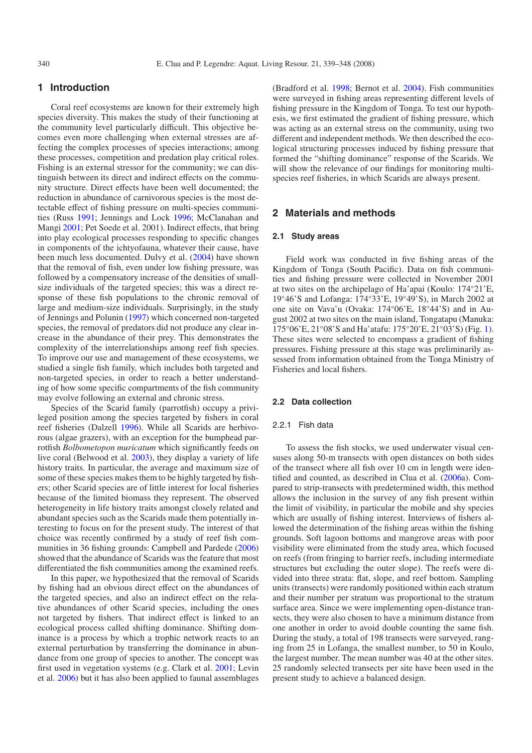## 1 Introduction

Coral reef ecosystems are known for their extremely high species diversity. This makes the study of their functioning at the community level particularly difficult. This objective becomes even more challenging when external stresses are affecting the complex processes of species interactions; among these processes, competition and predation play critical roles. Fishing is an external stressor for the community; we can distinguish between its direct and indirect effects on the community structure. Direct effects have been well documented; the reduction in abundance of carnivorous species is the most detectable effect of fishing pressure on multi-species communities (Russ 1991; Jennings and Lock 1996; McClanahan and Mangi 2001; Pet Soede et al. 2001). Indirect effects, that bring into play ecological processes responding to specific changes in components of the ichtyofauna, whatever their cause, have been much less documented. Dulvy et al. (2004) have shown that the removal of fish, even under low fishing pressure, was followed by a compensatory increase of the densities of small-size individuals of the targeted species; this was a direct response of these fish populations to the chronic removal of large and medium-size individuals. Surprisingly, in the study of Jennings and Polunin (1997) which concerned non-targeted species, the removal of predators did not produce any clear increase in the abundance of their prey. This demonstrates the complexity of the interrelationships among reef fish species. To improve our use and management of these ecosystems, we studied a single fish family, which includes both targeted and non-targeted species, in order to reach a better understanding of how some specific compartments of the fish community may evolve following an external and chronic stress.

Species of the Scarid family (parrotfish) occupy a privileged position among the species targeted by fishers in coral reef fisheries (Dalzell 1996). While all Scarids are herbivorous (algae grazers), with an exception for the bumphead parrotfish *Bolbometopon muricatum* which significantly feeds on live coral (Belwood et al. 2003), they display a variety of life history traits. In particular, the average and maximum size of some of these species makes them to be highly targeted by fishers; other Scarid species are of little interest for local fisheries because of the limited biomass they represent. The observed heterogeneity in life history traits amongst closely related and abundant species such as the Scarids made them potentially interesting to focus on for the present study. The interest of that choice was recently confirmed by a study of reef fish communities in 36 fishing grounds: Campbell and Pardede (2006) showed that the abundance of Scarids was the feature that most differentiated the fish communities among the examined reefs.

In this paper, we hypothesized that the removal of Scarids by fishing had an obvious direct effect on the abundances of the targeted species, and also an indirect effect on the relative abundances of other Scarid species, including the ones not targeted by fishers. That indirect effect is linked to an ecological process called shifting dominance. Shifting dominance is a process by which a trophic network reacts to an external perturbation by transferring the dominance in abundance from one group of species to another. The concept was first used in vegetation systems (e.g. Clark et al. 2001; Levin et al. 2006) but it has also been applied to faunal assemblages (Bradford et al. 1998; Bernot et al. 2004). Fish communities were surveyed in fishing areas representing different levels of fishing pressure in the Kingdom of Tonga. To test our hypothesis, we first estimated the gradient of fishing pressure, which was acting as an external stress on the community, using two different and independent methods. We then described the ecological structuring processes induced by fishing pressure that formed the "shifting dominance" response of the Scarids. We will show the relevance of our findings for monitoring multi-species reef fisheries, in which Scarids are always present.

## 2 Materials and methods

### 2.1 Study areas

Field work was conducted in five fishing areas of the Kingdom of Tonga (South Pacific). Data on fish communities and fishing pressure were collected in November 2001 at two sites on the archipelago of Ha'apai (Koulo: 174°21'E, 19°46'S and Lofanga: 174°33'E, 19°49'S), in March 2002 at one site on Vava'u (Ovaka: 174°06'E, 18°44'S) and in August 2002 at two sites on the main island, Tongatapu (Manuka: 175°06'E, 21°08'S and Ha'atafu: 175°20'E, 21°03'S) (Fig. 1). These sites were selected to encompass a gradient of fishing pressures. Fishing pressure at this stage was preliminarily assessed from information obtained from the Tonga Ministry of Fisheries and local fishers.

### 2.2 Data collection

#### 2.2.1 Fish data

To assess the fish stocks, we used underwater visual censuses along 50-m transects with open distances on both sides of the transect where all fish over 10 cm in length were identified and counted, as described in Clua et al. (2006a). Compared to strip-transects with predetermined width, this method allows the inclusion in the survey of any fish present within the limit of visibility, in particular the mobile and shy species which are usually of fishing interest. Interviews of fishers allowed the determination of the fishing areas within the fishing grounds. Soft lagoon bottoms and mangrove areas with poor visibility were eliminated from the study area, which focused on reefs (from fringing to barrier reefs, including intermediate structures but excluding the outer slope). The reefs were divided into three strata: flat, slope, and reef bottom. Sampling units (transects) were randomly positioned within each stratum and their number per stratum was proportional to the stratum surface area. Since we were implementing open-distance transects, they were also chosen to have a minimum distance from one another in order to avoid double counting the same fish. During the study, a total of 198 transects were surveyed, ranging from 25 in Lofanga, the smallest number, to 50 in Koulo, the largest number. The mean number was 40 at the other sites. 25 randomly selected transects per site have been used in the present study to achieve a balanced design.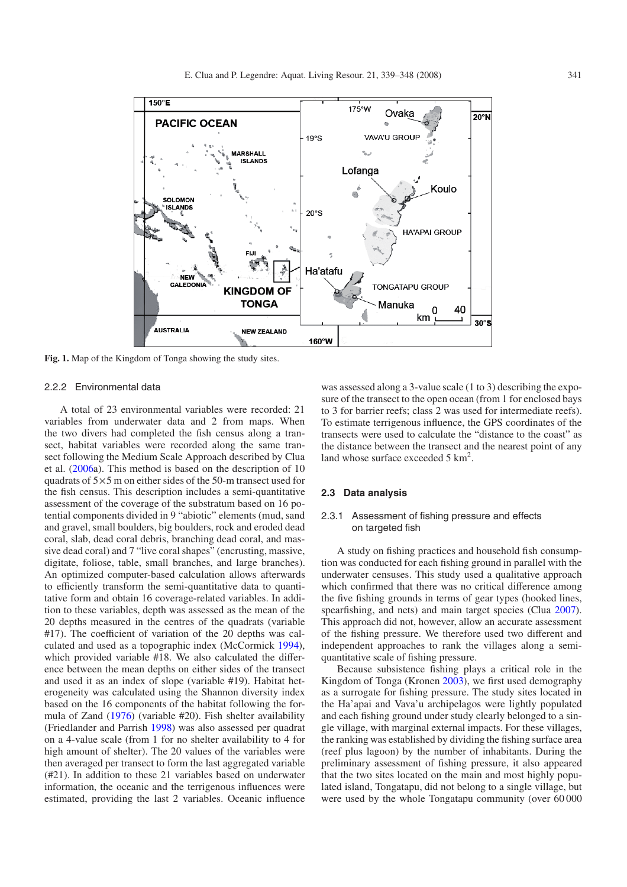**Fig. 1.** Map of the Kingdom of Tonga showing the study sites.

### 2.2.2 Environmental data

A total of 23 environmental variables were recorded: 21 variables from underwater data and 2 from maps. When the two divers had completed the fish census along a transect, habitat variables were recorded along the same transect following the Medium Scale Approach described by Clua et al. (2006a). This method is based on the description of 10 quadrats of 5×5 m on either sides of the 50-m transect used for the fish census. This description includes a semi-quantitative assessment of the coverage of the substratum based on 16 potential components divided in 9 "abiotic" elements (mud, sand and gravel, small boulders, big boulders, rock and eroded dead coral, slab, dead coral debris, branching dead coral, and massive dead coral) and 7 "live coral shapes" (encrusting, massive, digitate, foliose, table, small branches, and large branches). An optimized computer-based calculation allows afterwards to efficiently transform the semi-quantitative data to quantitative form and obtain 16 coverage-related variables. In addition to these variables, depth was assessed as the mean of the 20 depths measured in the centres of the quadrats (variable #17). The coefficient of variation of the 20 depths was calculated and used as a topographic index (McCormick 1994), which provided variable #18. We also calculated the difference between the mean depths on either sides of the transect and used it as an index of slope (variable #19). Habitat heterogeneity was calculated using the Shannon diversity index based on the 16 components of the habitat following the formula of Zand (1976) (variable #20). Fish shelter availability (Friedlander and Parrish 1998) was also assessed per quadrat on a 4-value scale (from 1 for no shelter availability to 4 for high amount of shelter). The 20 values of the variables were then averaged per transect to form the last aggregated variable (#21). In addition to these 21 variables based on underwater information, the oceanic and the terrigenous influences were estimated, providing the last 2 variables. Oceanic influence was assessed along a 3-value scale (1 to 3) describing the exposure of the transect to the open ocean (from 1 for enclosed bays to 3 for barrier reefs; class 2 was used for intermediate reefs). To estimate terrigenous influence, the GPS coordinates of the transects were used to calculate the "distance to the coast" as the distance between the transect and the nearest point of any land whose surface exceeded 5 km$^2$.

## 2.3 Data analysis

### 2.3.1 Assessment of fishing pressure and effects on targeted fish

A study on fishing practices and household fish consumption was conducted for each fishing ground in parallel with the underwater censuses. This study used a qualitative approach which confirmed that there was no critical difference among the five fishing grounds in terms of gear types (hooked lines, spearfishing, and nets) and main target species (Clua 2007). This approach did not, however, allow an accurate assessment of the fishing pressure. We therefore used two different and independent approaches to rank the villages along a semi-quantitative scale of fishing pressure.

Because subsistence fishing plays a critical role in the Kingdom of Tonga (Kronen 2003), we first used demography as a surrogate for fishing pressure. The study sites located in the Ha'apai and Vava'u archipelagos were lightly populated and each fishing ground under study clearly belonged to a single village, with marginal external impacts. For these villages, the ranking was established by dividing the fishing surface area (reef plus lagoon) by the number of inhabitants. During the preliminary assessment of fishing pressure, it also appeared that the two sites located on the main and most highly populated island, Tongatapu, did not belong to a single village, but were used by the whole Tongatapu community (over 60 000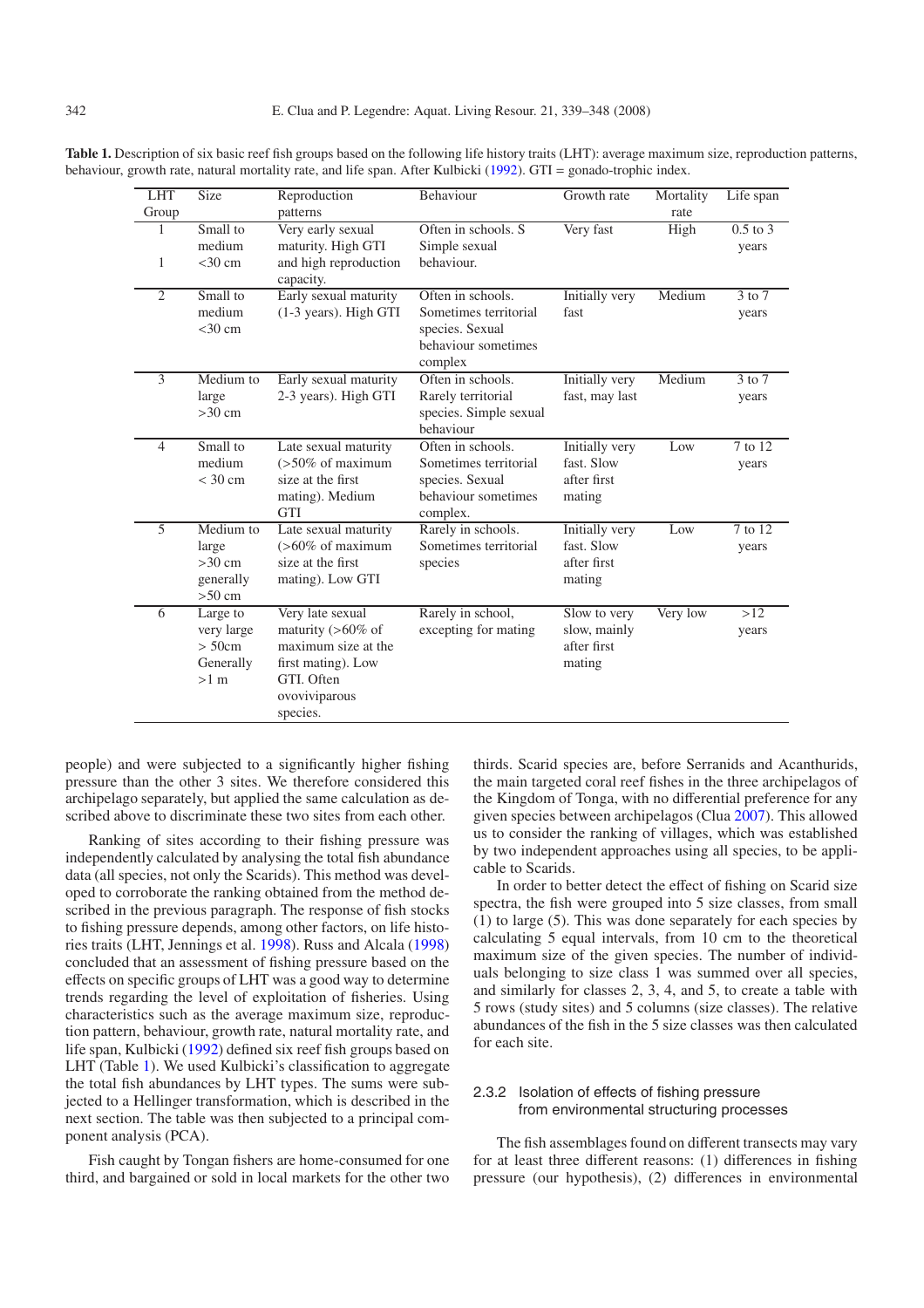**Table 1.** Description of six basic reef fish groups based on the following life history traits (LHT): average maximum size, reproduction patterns, behaviour, growth rate, natural mortality rate, and life span. After Kulbicki (1992). GTI = gonado-trophic index.

| LHT Group | Size | Reproduction patterns | Behaviour | Growth rate | Mortality rate | Life span |
|---|---|---|---|---|---|---|
| 1<br>1 | Small to medium <30 cm | Very early sexual maturity. High GTI and high reproduction capacity. | Often in schools. S Simple sexual behaviour. | Very fast | High | 0.5 to 3 years |
| 2 | Small to medium <30 cm | Early sexual maturity (1-3 years). High GTI | Often in schools. Sometimes territorial species. Sexual behaviour sometimes complex | Initially very fast | Medium | 3 to 7 years |
| 3 | Medium to large >30 cm | Early sexual maturity 2-3 years). High GTI | Often in schools. Rarely territorial species. Simple sexual behaviour | Initially very fast, may last | Medium | 3 to 7 years |
| 4 | Small to medium < 30 cm | Late sexual maturity (>50% of maximum size at the first mating). Medium GTI | Often in schools. Sometimes territorial species. Sexual behaviour sometimes complex. | Initially very fast. Slow after first mating | Low | 7 to 12 years |
| 5 | Medium to large >30 cm generally >50 cm | Late sexual maturity (>60% of maximum size at the first mating). Low GTI | Rarely in schools. Sometimes territorial species | Initially very fast. Slow after first mating | Low | 7 to 12 years |
| 6 | Large to very large > 50cm Generally >1 m | Very late sexual maturity (>60% of maximum size at the first mating). Low GTI. Often ovoviviparous species. | Rarely in school, excepting for mating | Slow to very slow, mainly after first mating | Very low | >12 years |

people) and were subjected to a significantly higher fishing pressure than the other 3 sites. We therefore considered this archipelago separately, but applied the same calculation as described above to discriminate these two sites from each other.

Ranking of sites according to their fishing pressure was independently calculated by analysing the total fish abundance data (all species, not only the Scarids). This method was developed to corroborate the ranking obtained from the method described in the previous paragraph. The response of fish stocks to fishing pressure depends, among other factors, on life histories traits (LHT, Jennings et al. 1998). Russ and Alcala (1998) concluded that an assessment of fishing pressure based on the effects on specific groups of LHT was a good way to determine trends regarding the level of exploitation of fisheries. Using characteristics such as the average maximum size, reproduction pattern, behaviour, growth rate, natural mortality rate, and life span, Kulbicki (1992) defined six reef fish groups based on LHT (Table 1). We used Kulbicki's classification to aggregate the total fish abundances by LHT types. The sums were subjected to a Hellinger transformation, which is described in the next section. The table was then subjected to a principal component analysis (PCA).

Fish caught by Tongan fishers are home-consumed for one third, and bargained or sold in local markets for the other two thirds. Scarid species are, before Serranids and Acanthurids, the main targeted coral reef fishes in the three archipelagos of the Kingdom of Tonga, with no differential preference for any given species between archipelagos (Clua 2007). This allowed us to consider the ranking of villages, which was established by two independent approaches using all species, to be applicable to Scarids.

In order to better detect the effect of fishing on Scarid size spectra, the fish were grouped into 5 size classes, from small (1) to large (5). This was done separately for each species by calculating 5 equal intervals, from 10 cm to the theoretical maximum size of the given species. The number of individuals belonging to size class 1 was summed over all species, and similarly for classes 2, 3, 4, and 5, to create a table with 5 rows (study sites) and 5 columns (size classes). The relative abundances of the fish in the 5 size classes was then calculated for each site.

### 2.3.2 Isolation of effects of fishing pressure from environmental structuring processes

The fish assemblages found on different transects may vary for at least three different reasons: (1) differences in fishing pressure (our hypothesis), (2) differences in environmental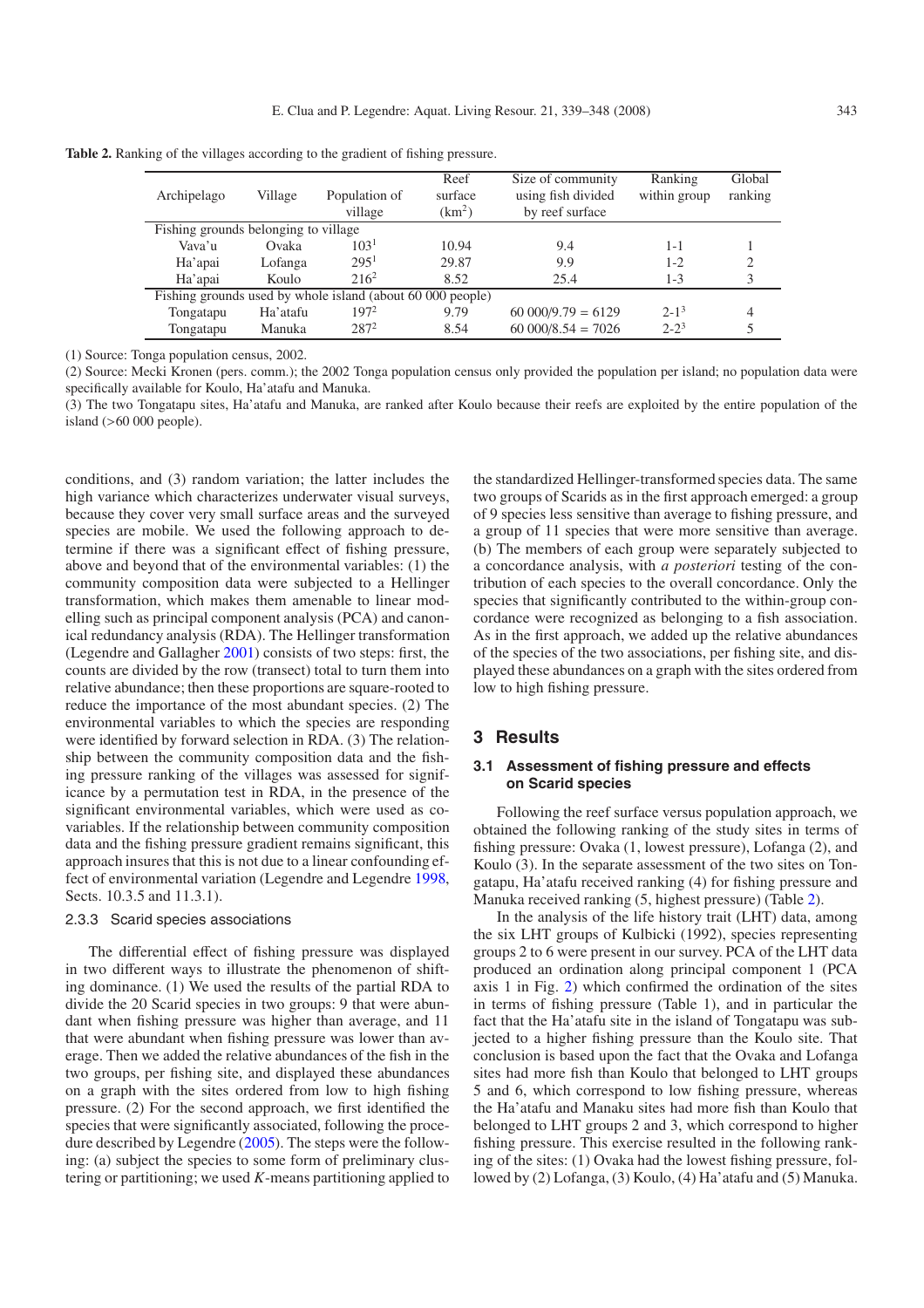**Table 2.** Ranking of the villages according to the gradient of fishing pressure.

| Archipelago | Village | Population of village | Reef surface (km$^2$) | Size of community using fish divided by reef surface | Ranking within group | Global ranking |
|---|---|---|---|---|---|---|
| Fishing grounds belonging to village | | | | | | |
| Vava'u | Ovaka | 103[1] | 10.94 | 9.4 | 1-1 | 1 |
| Ha'apai | Lofanga | 295[1] | 29.87 | 9.9 | 1-2 | 2 |
| Ha'apai | Koulo | 216[2] | 8.52 | 25.4 | 1-3 | 3 |
| Fishing grounds used by whole island (about 60 000 people) | | | | | | |
| Tongatapu | Ha'atafu | 197[2] | 9.79 | 60 000/9.79 = 6129 | 2-1[3] | 4 |
| Tongatapu | Manuka | 287[2] | 8.54 | 60 000/8.54 = 7026 | 2-2[3] | 5 |

(1) Source: Tonga population census, 2002.

(2) Source: Mecki Kronen (pers. comm.); the 2002 Tonga population census only provided the population per island; no population data were specifically available for Koulo, Ha'atafu and Manuka.

(3) The two Tongatapu sites, Ha'atafu and Manuka, are ranked after Koulo because their reefs are exploited by the entire population of the island (>60 000 people).

conditions, and (3) random variation; the latter includes the high variance which characterizes underwater visual surveys, because they cover very small surface areas and the surveyed species are mobile. We used the following approach to determine if there was a significant effect of fishing pressure, above and beyond that of the environmental variables: (1) the community composition data were subjected to a Hellinger transformation, which makes them amenable to linear modelling such as principal component analysis (PCA) and canonical redundancy analysis (RDA). The Hellinger transformation (Legendre and Gallagher 2001) consists of two steps: first, the counts are divided by the row (transect) total to turn them into relative abundance; then these proportions are square-rooted to reduce the importance of the most abundant species. (2) The environmental variables to which the species are responding were identified by forward selection in RDA. (3) The relationship between the community composition data and the fishing pressure ranking of the villages was assessed for significance by a permutation test in RDA, in the presence of the significant environmental variables, which were used as covariables. If the relationship between community composition data and the fishing pressure gradient remains significant, this approach insures that this is not due to a linear confounding effect of environmental variation (Legendre and Legendre 1998, Sects. 10.3.5 and 11.3.1).

### 2.3.3 Scarid species associations

The differential effect of fishing pressure was displayed in two different ways to illustrate the phenomenon of shifting dominance. (1) We used the results of the partial RDA to divide the 20 Scarid species in two groups: 9 that were abundant when fishing pressure was higher than average, and 11 that were abundant when fishing pressure was lower than average. Then we added the relative abundances of the fish in the two groups, per fishing site, and displayed these abundances on a graph with the sites ordered from low to high fishing pressure. (2) For the second approach, we first identified the species that were significantly associated, following the procedure described by Legendre (2005). The steps were the following: (a) subject the species to some form of preliminary clustering or partitioning; we used $K$-means partitioning applied to the standardized Hellinger-transformed species data. The same two groups of Scarids as in the first approach emerged: a group of 9 species less sensitive than average to fishing pressure, and a group of 11 species that were more sensitive than average. (b) The members of each group were separately subjected to a concordance analysis, with *a posteriori* testing of the contribution of each species to the overall concordance. Only the species that significantly contributed to the within-group concordance were recognized as belonging to a fish association. As in the first approach, we added up the relative abundances of the species of the two associations, per fishing site, and displayed these abundances on a graph with the sites ordered from low to high fishing pressure.

## 3 Results

### 3.1 Assessment of fishing pressure and effects on Scarid species

Following the reef surface versus population approach, we obtained the following ranking of the study sites in terms of fishing pressure: Ovaka (1, lowest pressure), Lofanga (2), and Koulo (3). In the separate assessment of the two sites on Tongatapu, Ha'atafu received ranking (4) for fishing pressure and Manuka received ranking (5, highest pressure) (Table 2).

In the analysis of the life history trait (LHT) data, among the six LHT groups of Kulbicki (1992), species representing groups 2 to 6 were present in our survey. PCA of the LHT data produced an ordination along principal component 1 (PCA axis 1 in Fig. 2) which confirmed the ordination of the sites in terms of fishing pressure (Table 1), and in particular the fact that the Ha'atafu site in the island of Tongatapu was subjected to a higher fishing pressure than the Koulo site. That conclusion is based upon the fact that the Ovaka and Lofanga sites had more fish than Koulo that belonged to LHT groups 5 and 6, which correspond to low fishing pressure, whereas the Ha'atafu and Manaku sites had more fish than Koulo that belonged to LHT groups 2 and 3, which correspond to higher fishing pressure. This exercise resulted in the following ranking of the sites: (1) Ovaka had the lowest fishing pressure, followed by (2) Lofanga, (3) Koulo, (4) Ha'atafu and (5) Manuka.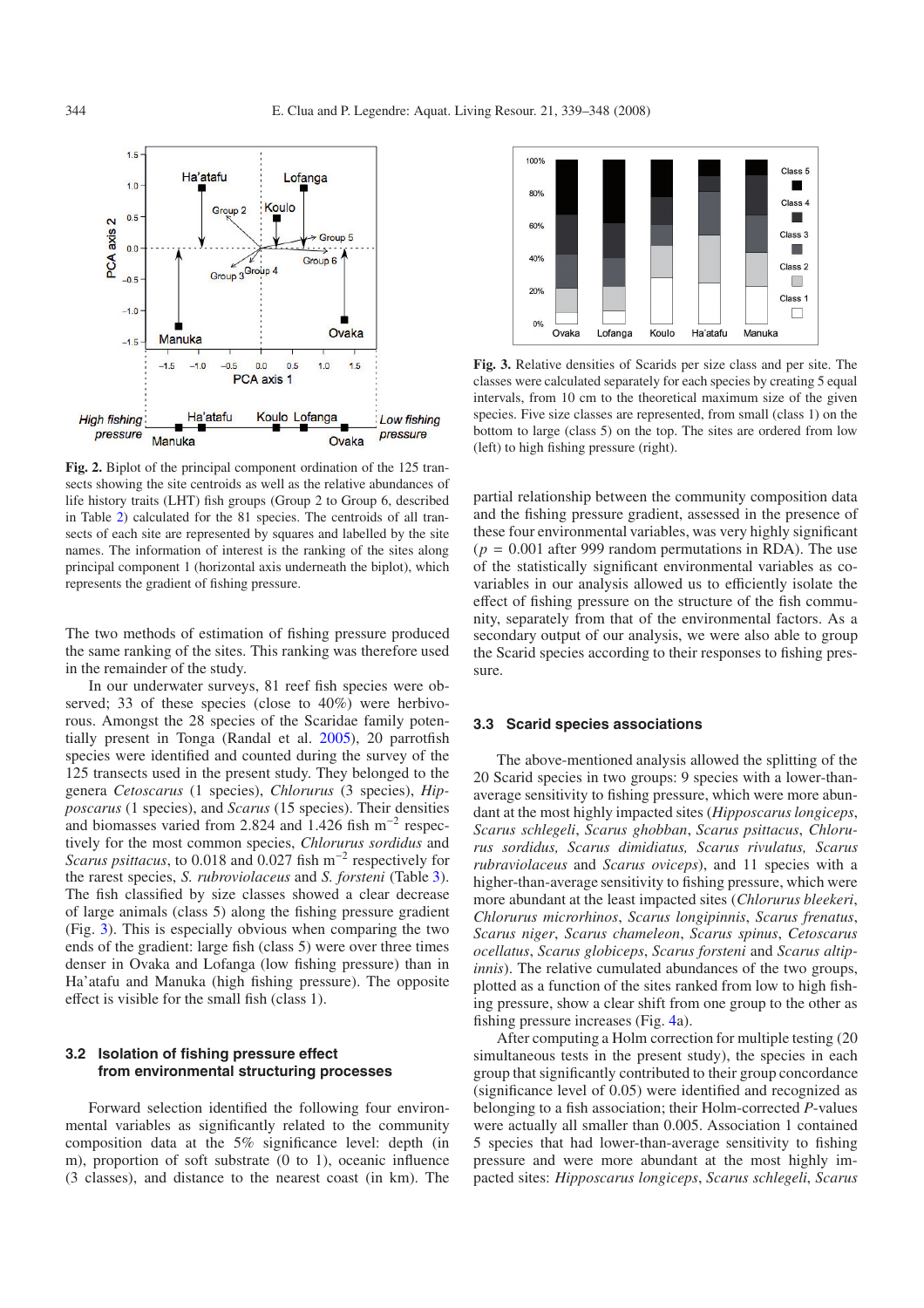**Fig. 2.** Biplot of the principal component ordination of the 125 transects showing the site centroids as well as the relative abundances of life history traits (LHT) fish groups (Group 2 to Group 6, described in Table 2) calculated for the 81 species. The centroids of all transects of each site are represented by squares and labelled by the site names. The information of interest is the ranking of the sites along principal component 1 (horizontal axis underneath the biplot), which represents the gradient of fishing pressure.

**Fig. 3.** Relative densities of Scarids per size class and per site. The classes were calculated separately for each species by creating 5 equal intervals, from 10 cm to the theoretical maximum size of the given species. Five size classes are represented, from small (class 1) on the bottom to large (class 5) on the top. The sites are ordered from low (left) to high fishing pressure (right).

The two methods of estimation of fishing pressure produced the same ranking of the sites. This ranking was therefore used in the remainder of the study.

In our underwater surveys, 81 reef fish species were observed; 33 of these species (close to 40%) were herbivorous. Amongst the 28 species of the Scaridae family potentially present in Tonga (Randal et al. 2005), 20 parrotfish species were identified and counted during the survey of the 125 transects used in the present study. They belonged to the genera *Cetoscarus* (1 species), *Chlorurus* (3 species), *Hipposcarus* (1 species), and *Scarus* (15 species). Their densities and biomasses varied from 2.824 and 1.426 fish m$^{-2}$ respectively for the most common species, *Chlorurus sordidus* and *Scarus psittacus*, to 0.018 and 0.027 fish m$^{-2}$ respectively for the rarest species, *S. rubroviolaceus* and *S. forsteni* (Table 3). The fish classified by size classes showed a clear decrease of large animals (class 5) along the fishing pressure gradient (Fig. 3). This is especially obvious when comparing the two ends of the gradient: large fish (class 5) were over three times denser in Ovaka and Lofanga (low fishing pressure) than in Ha'atafu and Manuka (high fishing pressure). The opposite effect is visible for the small fish (class 1).

### 3.2 Isolation of fishing pressure effect from environmental structuring processes

Forward selection identified the following four environmental variables as significantly related to the community composition data at the 5% significance level: depth (in m), proportion of soft substrate (0 to 1), oceanic influence (3 classes), and distance to the nearest coast (in km). The partial relationship between the community composition data and the fishing pressure gradient, assessed in the presence of these four environmental variables, was very highly significant ($p$ = 0.001 after 999 random permutations in RDA). The use of the statistically significant environmental variables as covariables in our analysis allowed us to efficiently isolate the effect of fishing pressure on the structure of the fish community, separately from the environmental factors. As a secondary output of our analysis, we were also able to group the Scarid species according to their responses to fishing pressure.

### 3.3 Scarid species associations

The above-mentioned analysis allowed the splitting of the 20 Scarid species in two groups: 9 species with a lower-than-average sensitivity to fishing pressure, which were more abundant at the most highly impacted sites (*Hipposcarus longiceps*, *Scarus schlegeli*, *Scarus ghobban*, *Scarus psittacus*, *Chlorurus sordidus, Scarus dimidiatus, Scarus rivulatus, Scarus rubraviolaceus* and *Scarus oviceps*), and 11 species with a higher-than-average sensitivity to fishing pressure, which were more abundant at the least impacted sites (*Chlorurus bleekeri*, *Chlorurus microrhinos*, *Scarus longipinnis*, *Scarus frenatus*, *Scarus niger*, *Scarus chameleon*, *Scarus spinus*, *Cetoscarus ocellatus*, *Scarus globiceps*, *Scarus forsteni* and *Scarus altipinnis*). The relative cumulated abundances of the two groups, plotted as a function of the sites ranked from low to high fishing pressure, show a clear shift from one group to the other as fishing pressure increases (Fig. 4a).

After computing a Holm correction for multiple testing (20 simultaneous tests in the present study), the species in each group that significantly contributed to their group concordance (significance level of 0.05) were identified and recognized as belonging to a fish association; their Holm-corrected $P$-values were actually all smaller than 0.005. Association 1 contained 5 species that had lower-than-average sensitivity to fishing pressure and were more abundant at the most highly impacted sites: *Hipposcarus longiceps*, *Scarus schlegeli*, *Scarus*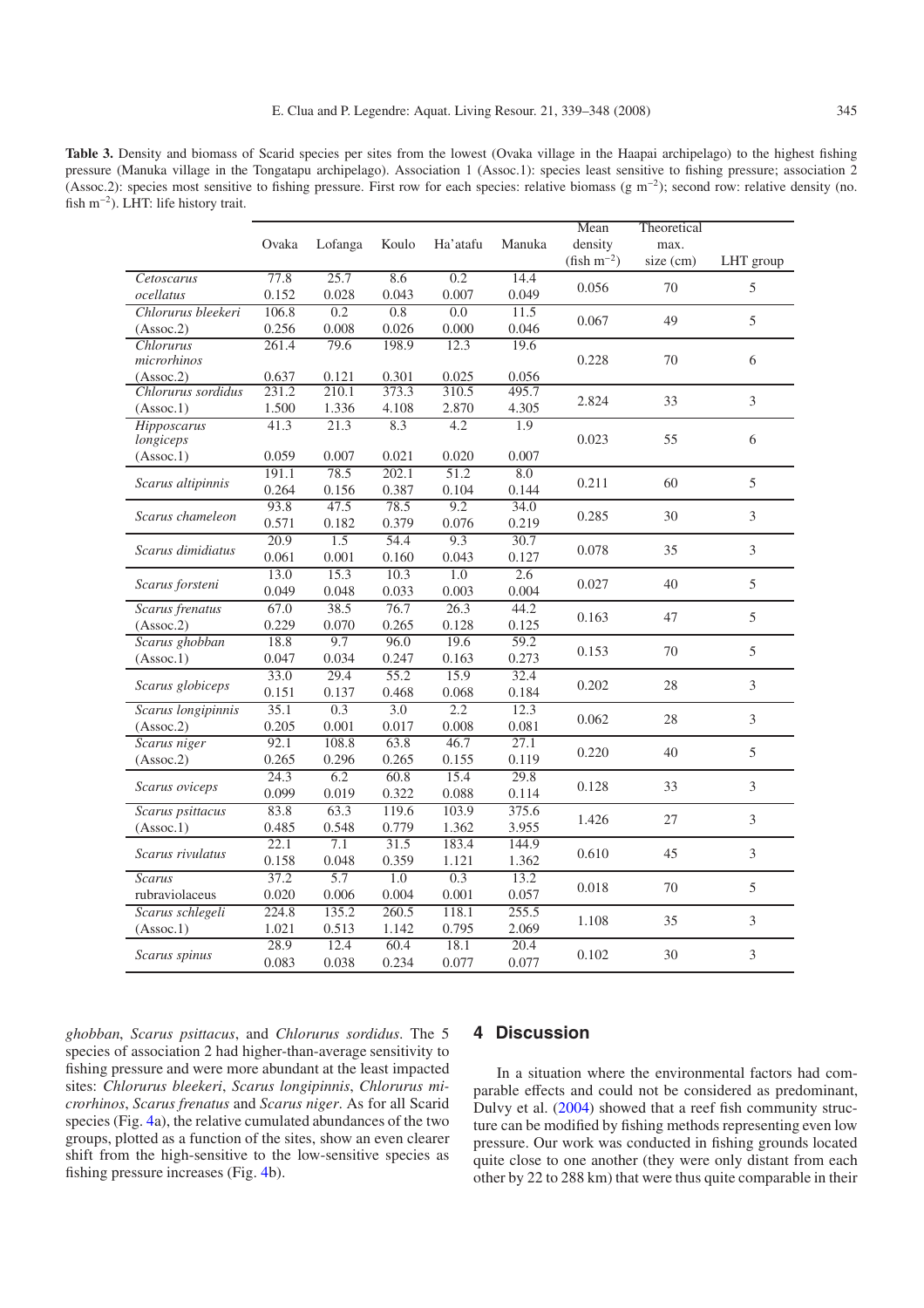**Table 3.** Density and biomass of Scarid species per sites from the lowest (Ovaka village in the Haapai archipelago) to the highest fishing pressure (Manuka village in the Tongatapu archipelago). Association 1 (Assoc.1): species least sensitive to fishing pressure; association 2 (Assoc.2): species most sensitive to fishing pressure. First row for each species: relative biomass (g $m^{-2}$); second row: relative density (no. fish $m^{-2}$). LHT: life history trait.

| | Ovaka | Lofanga | Koulo | Ha'atafu | Manuka | Mean density (fish $m^{-2}$) | Theoretical max. size (cm) | LHT group |
|---|---|---|---|---|---|---|---|---|
| *Cetoscarus ocellatus* | 77.8 | 25.7 | 8.6 | 0.2 | 14.4 | 0.056 | 70 | 5 |
| | 0.152 | 0.028 | 0.043 | 0.007 | 0.049 | | | |
| *Chlorurus bleekeri* (Assoc.2) | 106.8 | 0.2 | 0.8 | 0.0 | 11.5 | 0.067 | 49 | 5 |
| | 0.256 | 0.008 | 0.026 | 0.000 | 0.046 | | | |
| *Chlorurus microrhinos* (Assoc.2) | 261.4 | 79.6 | 198.9 | 12.3 | 19.6 | 0.228 | 70 | 6 |
| | 0.637 | 0.121 | 0.301 | 0.025 | 0.056 | | | |
| *Chlorurus sordidus* (Assoc.1) | 231.2 | 210.1 | 373.3 | 310.5 | 495.7 | 2.824 | 33 | 3 |
| | 1.500 | 1.336 | 4.108 | 2.870 | 4.305 | | | |
| *Hipposcarus longiceps* (Assoc.1) | 41.3 | 21.3 | 8.3 | 4.2 | 1.9 | 0.023 | 55 | 6 |
| | 0.059 | 0.007 | 0.021 | 0.020 | 0.007 | | | |
| *Scarus altipinnis* | 191.1 | 78.5 | 202.1 | 51.2 | 8.0 | 0.211 | 60 | 5 |
| | 0.264 | 0.156 | 0.387 | 0.104 | 0.144 | | | |
| *Scarus chameleon* | 93.8 | 47.5 | 78.5 | 9.2 | 34.0 | 0.285 | 30 | 3 |
| | 0.571 | 0.182 | 0.379 | 0.076 | 0.219 | | | |
| *Scarus dimidiatus* | 20.9 | 1.5 | 54.4 | 9.3 | 30.7 | 0.078 | 35 | 3 |
| | 0.061 | 0.001 | 0.160 | 0.043 | 0.127 | | | |
| *Scarus forsteni* | 13.0 | 15.3 | 10.3 | 1.0 | 2.6 | 0.027 | 40 | 5 |
| | 0.049 | 0.048 | 0.033 | 0.003 | 0.004 | | | |
| *Scarus frenatus* (Assoc.2) | 67.0 | 38.5 | 76.7 | 26.3 | 44.2 | 0.163 | 47 | 5 |
| | 0.229 | 0.070 | 0.265 | 0.128 | 0.125 | | | |
| *Scarus ghobban* (Assoc.1) | 18.8 | 9.7 | 96.0 | 19.6 | 59.2 | 0.153 | 70 | 5 |
| | 0.047 | 0.034 | 0.247 | 0.163 | 0.273 | | | |
| *Scarus globiceps* | 33.0 | 29.4 | 55.2 | 15.9 | 32.4 | 0.202 | 28 | 3 |
| | 0.151 | 0.137 | 0.468 | 0.068 | 0.184 | | | |
| *Scarus longipinnis* (Assoc.2) | 35.1 | 0.3 | 3.0 | 2.2 | 12.3 | 0.062 | 28 | 3 |
| | 0.205 | 0.001 | 0.017 | 0.008 | 0.081 | | | |
| *Scarus niger* (Assoc.2) | 92.1 | 108.8 | 63.8 | 46.7 | 27.1 | 0.220 | 40 | 5 |
| | 0.265 | 0.296 | 0.265 | 0.155 | 0.119 | | | |
| *Scarus oviceps* | 24.3 | 6.2 | 60.8 | 15.4 | 29.8 | 0.128 | 33 | 3 |
| | 0.099 | 0.019 | 0.322 | 0.088 | 0.114 | | | |
| *Scarus psittacus* (Assoc.1) | 83.8 | 63.3 | 119.6 | 103.9 | 375.6 | 1.426 | 27 | 3 |
| | 0.485 | 0.548 | 0.779 | 1.362 | 3.955 | | | |
| *Scarus rivulatus* | 22.1 | 7.1 | 31.5 | 183.4 | 144.9 | 0.610 | 45 | 3 |
| | 0.158 | 0.048 | 0.359 | 1.121 | 1.362 | | | |
| *Scarus rubraviolaceus* | 37.2 | 5.7 | 1.0 | 0.3 | 13.2 | 0.018 | 70 | 5 |
| | 0.020 | 0.006 | 0.004 | 0.001 | 0.057 | | | |
| *Scarus schlegeli* (Assoc.1) | 224.8 | 135.2 | 260.5 | 118.1 | 255.5 | 1.108 | 35 | 3 |
| | 1.021 | 0.513 | 1.142 | 0.795 | 2.069 | | | |
| *Scarus spinus* | 28.9 | 12.4 | 60.4 | 18.1 | 20.4 | 0.102 | 30 | 3 |
| | 0.083 | 0.038 | 0.234 | 0.077 | 0.077 | | | |

*ghobban*, *Scarus psittacus*, and *Chlorurus sordidus*. The 5 species of association 2 had higher-than-average sensitivity to fishing pressure and were more abundant at the least impacted sites: *Chlorurus bleekeri*, *Scarus longipinnis*, *Chlorurus microrhinos*, *Scarus frenatus* and *Scarus niger*. As for all Scarid species (Fig. 4a), the relative cumulated abundances of the two groups, plotted as a function of the sites, show an even clearer shift from the high-sensitive to the low-sensitive species as fishing pressure increases (Fig. 4b).

## 4 Discussion

In a situation where the environmental factors had comparable effects and could not be considered as predominant, Dulvy et al. (2004) showed that a reef fish community structure can be modified by fishing methods representing even low pressure. Our work was conducted in fishing grounds located quite close to one another (they were only distant from each other by 22 to 288 km) that were thus quite comparable in their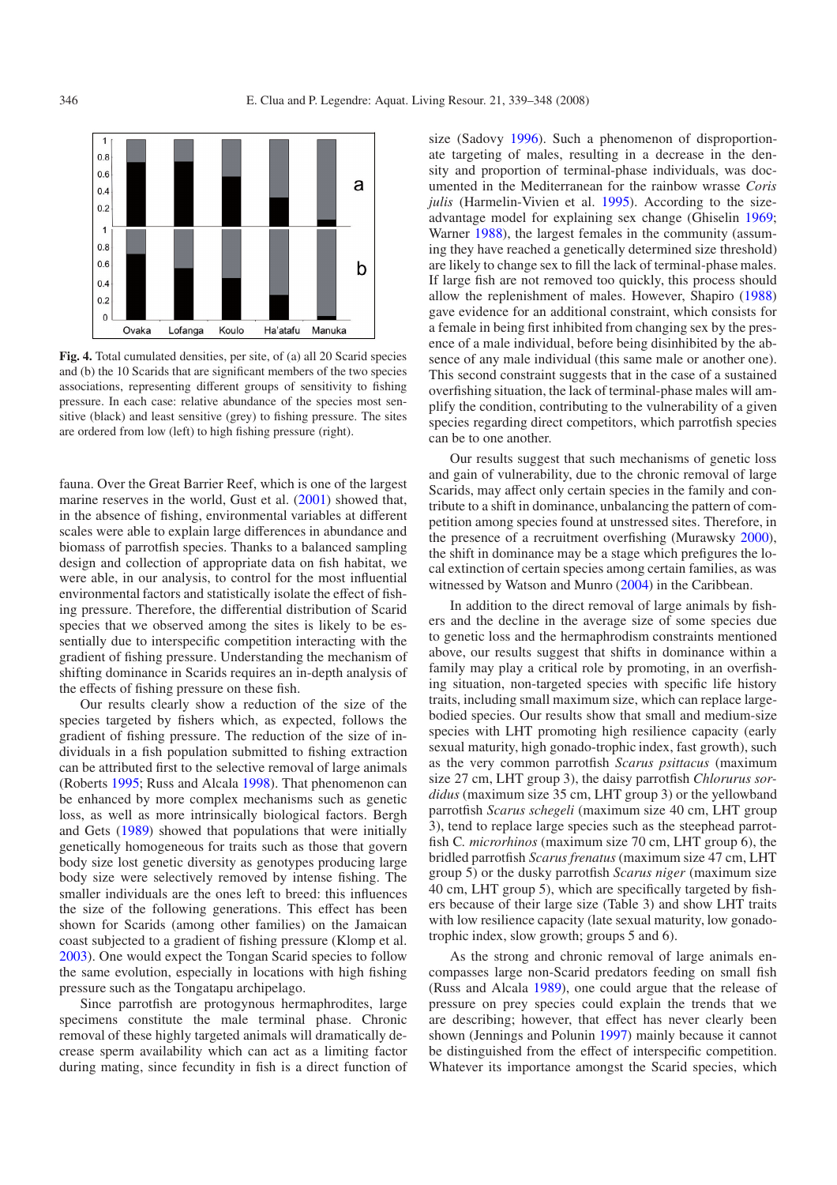Fig. 4. Total cumulated densities, per site, of (a) all 20 Scarid species and (b) the 10 Scarids that are significant members of the two species associations, representing different groups of sensitivity to fishing pressure. In each case: relative abundance of the species most sensitive (black) and least sensitive (grey) to fishing pressure. The sites are ordered from low (left) to high fishing pressure (right).

fauna. Over the Great Barrier Reef, which is one of the largest marine reserves in the world, Gust et al. (2001) showed that, in the absence of fishing, environmental variables at different scales were able to explain large differences in abundance and biomass of parrotfish species. Thanks to a balanced sampling design and collection of appropriate data on fish habitat, we were able, in our analysis, to control for the most influential environmental factors and statistically isolate the effect of fishing pressure. Therefore, the differential distribution of Scarid species that we observed among the sites is likely to be essentially due to interspecific competition interacting with the gradient of fishing pressure. Understanding the mechanism of shifting dominance in Scarids requires an in-depth analysis of the effects of fishing pressure on these fish.

Our results clearly show a reduction of the size of the species targeted by fishers which, as expected, follows the gradient of fishing pressure. The reduction of the size of individuals in a fish population submitted to fishing extraction can be attributed first to the selective removal of large animals (Roberts 1995; Russ and Alcala 1998). That phenomenon can be enhanced by more complex mechanisms such as genetic loss, as well as more intrinsically biological factors. Bergh and Gets (1989) showed that populations that were initially genetically homogeneous for traits such as those that govern body size lost genetic diversity as genotypes producing large body size were selectively removed by intense fishing. The smaller individuals are the ones left to breed: this influences the size of the following generations. This effect has been shown for Scarids (among other families) on the Jamaican coast subjected to a gradient of fishing pressure (Klomp et al. 2003). One would expect the Tongan Scarid species to follow the same evolution, especially in locations with high fishing pressure such as the Tongatapu archipelago.

Since parrotfish are protogynous hermaphrodites, large specimens constitute the male terminal phase. Chronic removal of these highly targeted animals will dramatically decrease sperm availability which can act as a limiting factor during mating, since fecundity in fish is a direct function of size (Sadovy 1996). Such a phenomenon of disproportionate targeting of males, resulting in a decrease in the density and proportion of terminal-phase individuals, was documented in the Mediterranean for the rainbow wrasse *Coris julis* (Harmelin-Vivien et al. 1995). According to the size-advantage model for explaining sex change (Ghiselin 1969; Warner 1988), the largest females in the community (assuming they have reached a genetically determined size threshold) are likely to change sex to fill the lack of terminal-phase males. If large fish are not removed too quickly, this process should allow the replenishment of males. However, Shapiro (1988) gave evidence for an additional constraint, which consists for a female in being first inhibited from changing sex by the presence of a male individual, before being disinhibited by the absence of any male individual (this same male or another one). This second constraint suggests that in the case of a sustained overfishing situation, the lack of terminal-phase males will amplify the condition, contributing to the vulnerability of a given species regarding direct competitors, which parrotfish species can be to one another.

Our results suggest that such mechanisms of genetic loss and gain of vulnerability, due to the chronic removal of large Scarids, may affect only certain species in the family and contribute to a shift in dominance, unbalancing the pattern of competition among species found at unstressed sites. Therefore, in the presence of a recruitment overfishing (Murawsky 2000), the shift in dominance may be a stage which prefigures the local extinction of certain species among certain families, as was witnessed by Watson and Munro (2004) in the Caribbean.

In addition to the direct removal of large animals by fishers and the decline in the average size of some species due to genetic loss and the hermaphrodism constraints mentioned above, our results suggest that shifts in dominance within a family may play a critical role by promoting, in an overfishing situation, non-targeted species with specific life history traits, including small maximum size, which can replace large-bodied species. Our results show that small and medium-size species with LHT promoting high resilience capacity (early sexual maturity, high gonado-trophic index, fast growth), such as the very common parrotfish *Scarus psittacus* (maximum size 27 cm, LHT group 3), the daisy parrotfish *Chlorurus sordidus* (maximum size 35 cm, LHT group 3) or the yellowband parrotfish *Scarus schegeli* (maximum size 40 cm, LHT group 3), tend to replace large species such as the steephead parrotfish *C. microrhinos* (maximum size 70 cm, LHT group 6), the bridled parrotfish *Scarus frenatus* (maximum size 47 cm, LHT group 5) or the dusky parrotfish *Scarus niger* (maximum size 40 cm, LHT group 5), which are specifically targeted by fishers because of their large size (Table 3) and show LHT traits with low resilience capacity (late sexual maturity, low gonado-trophic index, slow growth; groups 5 and 6).

As the strong and chronic removal of large animals encompasses large non-Scarid predators feeding on small fish (Russ and Alcala 1989), one could argue that the release of pressure on prey species could explain the trends that we are describing; however, that effect has never clearly been shown (Jennings and Polunin 1997) mainly because it cannot be distinguished from the effect of interspecific competition. Whatever its importance amongst the Scarid species, which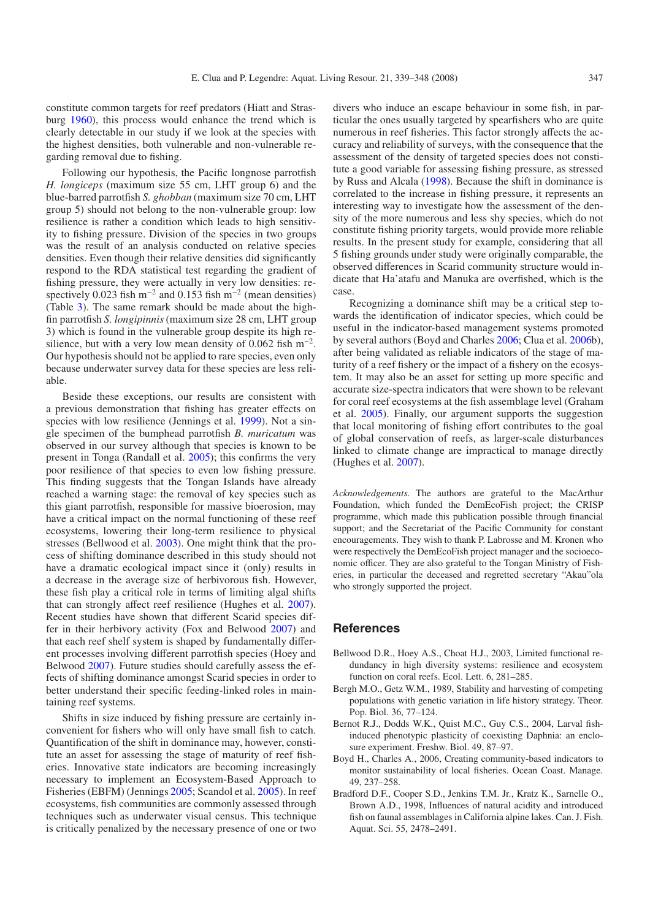constitute common targets for reef predators (Hiatt and Strasburg 1960), this process would enhance the trend which is clearly detectable in our study if we look at the species with the highest densities, both vulnerable and non-vulnerable regarding removal due to fishing.

Following our hypothesis, the Pacific longnose parrotfish *H. longiceps* (maximum size 55 cm, LHT group 6) and the blue-barred parrotfish *S. ghobban* (maximum size 70 cm, LHT group 5) should not belong to the non-vulnerable group: low resilience is rather a condition which leads to high sensitivity to fishing pressure. Division of the species in two groups was the result of an analysis conducted on relative species densities. Even though their relative densities did significantly respond to the RDA statistical test regarding the gradient of fishing pressure, they were actually in very low densities: respectively 0.023 fish $m^{-2}$ and 0.153 fish $m^{-2}$ (mean densities) (Table 3). The same remark should be made about the highfin parrotfish *S. longipinnis* (maximum size 28 cm, LHT group 3) which is found in the vulnerable group despite its high resilience, but with a very low mean density of 0.062 fish $m^{-2}$. Our hypothesis should not be applied to rare species, even only because underwater survey data for these species are less reliable.

Beside these exceptions, our results are consistent with a previous demonstration that fishing has greater effects on species with low resilience (Jennings et al. 1999). Not a single specimen of the bumphead parrotfish *B. muricatum* was observed in our survey although that species is known to be present in Tonga (Randall et al. 2005); this confirms the very poor resilience of that species to even low fishing pressure. This finding suggests that the Tongan Islands have already reached a warning stage: the removal of key species such as this giant parrotfish, responsible for massive bioerosion, may have a critical impact on the normal functioning of these reef ecosystems, lowering their long-term resilience to physical stresses (Bellwood et al. 2003). One might think that the process of shifting dominance described in this study should not have a dramatic ecological impact since it (only) results in a decrease in the average size of herbivorous fish. However, these fish play a critical role in terms of limiting algal shifts that can strongly affect reef resilience (Hughes et al. 2007). Recent studies have shown that different Scarid species differ in their herbivory activity (Fox and Belwood 2007) and that each reef shelf system is shaped by fundamentally different processes involving different parrotfish species (Hoey and Belwood 2007). Future studies should carefully assess the effects of shifting dominance amongst Scarid species in order to better understand their specific feeding-linked roles in maintaining reef systems.

Shifts in size induced by fishing pressure are certainly inconvenient for fishers who will only have small fish to catch. Quantification of the shift in dominance may, however, constitute an asset for assessing the stage of maturity of reef fisheries. Innovative state indicators are becoming increasingly necessary to implement an Ecosystem-Based Approach to Fisheries (EBFM) (Jennings 2005; Scandol et al. 2005). In reef ecosystems, fish communities are commonly assessed through techniques such as underwater visual census. This technique is critically penalized by the necessary presence of one or two divers who induce an escape behaviour in some fish, in particular the ones usually targeted by spearfishers who are quite numerous in reef fisheries. This factor strongly affects the accuracy and reliability of surveys, with the consequence that the assessment of the density of targeted species does not constitute a good variable for assessing fishing pressure, as stressed by Russ and Alcala (1998). Because the shift in dominance is correlated to the increase in fishing pressure, it represents an interesting way to investigate how the assessment of the density of the more numerous and less shy species, which do not constitute fishing priority targets, would provide more reliable results. In the present study for example, considering that all 5 fishing grounds under study were originally comparable, the observed differences in Scarid community structure would indicate that Ha'atafu and Manuka are overfished, which is the case.

Recognizing a dominance shift may be a critical step towards the identification of indicator species, which could be useful in the indicator-based management systems promoted by several authors (Boyd and Charles 2006; Clua et al. 2006b), after being validated as reliable indicators of the stage of maturity of a reef fishery or the impact of a fishery on the ecosystem. It may also be an asset for setting up more specific and accurate size-spectra indicators that were shown to be relevant for coral reef ecosystems at the fish assemblage level (Graham et al. 2005). Finally, our argument supports the suggestion that local monitoring of fishing effort contributes to the goal of global conservation of reefs, as larger-scale disturbances linked to climate change are impractical to manage directly (Hughes et al. 2007).

*Acknowledgements.* The authors are grateful to the MacArthur Foundation, which funded the DemEcoFish project; the CRISP programme, which made this publication possible through financial support; and the Secretariat of the Pacific Community for constant encouragements. They wish to thank P. Labrosse and M. Kronen who were respectively the DemEcoFish project manager and the socioeconomic officer. They are also grateful to the Tongan Ministry of Fisheries, in particular the deceased and regretted secretary "Akau"ola who strongly supported the project.

## References

Bellwood D.R., Hoey A.S., Choat H.J., 2003, Limited functional redundancy in high diversity systems: resilience and ecosystem function on coral reefs. Ecol. Lett. 6, 281–285.

Bergh M.O., Getz W.M., 1989, Stability and harvesting of competing populations with genetic variation in life history strategy. Theor. Pop. Biol. 36, 77–124.

Bernot R.J., Dodds W.K., Quist M.C., Guy C.S., 2004, Larval fish-induced phenotypic plasticity of coexisting Daphnia: an enclosure experiment. Freshw. Biol. 49, 87–97.

Boyd H., Charles A., 2006, Creating community-based indicators to monitor sustainability of local fisheries. Ocean Coast. Manage. 49, 237–258.

Bradford D.F., Cooper S.D., Jenkins T.M. Jr., Kratz K., Sarnelle O., Brown A.D., 1998, Influences of natural acidity and introduced fish on faunal assemblages in California alpine lakes. Can. J. Fish. Aquat. Sci. 55, 2478–2491.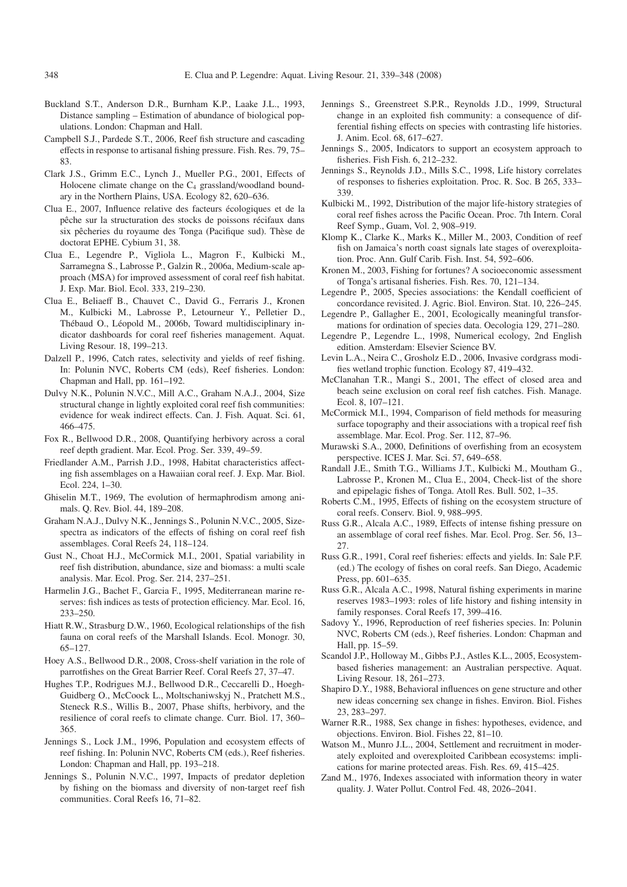Buckland S.T., Anderson D.R., Burnham K.P., Laake J.L., 1993, Distance sampling – Estimation of abundance of biological populations. London: Chapman and Hall.

Campbell S.J., Pardede S.T., 2006, Reef fish structure and cascading effects in response to artisanal fishing pressure. Fish. Res. 79, 75–83.

Clark J.S., Grimm E.C., Lynch J., Mueller P.G., 2001, Effects of Holocene climate change on the $C_4$ grassland/woodland boundary in the Northern Plains, USA. Ecology 82, 620–636.

Clua E., 2007, Influence relative des facteurs écologiques et de la pêche sur la structuration des stocks de poissons récifaux dans six pêcheries du royaume des Tonga (Pacifique sud). Thèse de doctorat EPHE. Cybium 31, 38.

Clua E., Legendre P., Vigliola L., Magron F., Kulbicki M., Sarramegna S., Labrosse P., Galzin R., 2006a, Medium-scale approach (MSA) for improved assessment of coral reef fish habitat. J. Exp. Mar. Biol. Ecol. 333, 219–230.

Clua E., Beliaeff B., Chauvet C., David G., Ferraris J., Kronen M., Kulbicki M., Labrosse P., Letourneur Y., Pelletier D., Thébaud O., Léopold M., 2006b, Toward multidisciplinary indicator dashboards for coral reef fisheries management. Aquat. Living Resour. 18, 199–213.

Dalzell P., 1996, Catch rates, selectivity and yields of reef fishing. In: Polunin NVC, Roberts CM (eds), Reef fisheries. London: Chapman and Hall, pp. 161–192.

Dulvy N.K., Polunin N.V.C., Mill A.C., Graham N.A.J., 2004, Size structural change in lightly exploited coral reef fish communities: evidence for weak indirect effects. Can. J. Fish. Aquat. Sci. 61, 466–475.

Fox R., Bellwood D.R., 2008, Quantifying herbivory across a coral reef depth gradient. Mar. Ecol. Prog. Ser. 339, 49–59.

Friedlander A.M., Parrish J.D., 1998, Habitat characteristics affecting fish assemblages on a Hawaiian coral reef. J. Exp. Mar. Biol. Ecol. 224, 1–30.

Ghiselin M.T., 1969, The evolution of hermaphrodism among animals. Q. Rev. Biol. 44, 189–208.

Graham N.A.J., Dulvy N.K., Jennings S., Polunin N.V.C., 2005, Size-spectra as indicators of the effects of fishing on coral reef fish assemblages. Coral Reefs 24, 118–124.

Gust N., Choat H.J., McCormick M.I., 2001, Spatial variability in reef fish distribution, abundance, size and biomass: a multi scale analysis. Mar. Ecol. Prog. Ser. 214, 237–251.

Harmelin J.G., Bachet F., Garcia F., 1995, Mediterranean marine reserves: fish indices as tests of protection efficiency. Mar. Ecol. 16, 233–250.

Hiatt R.W., Strasburg D.W., 1960, Ecological relationships of the fish fauna on coral reefs of the Marshall Islands. Ecol. Monogr. 30, 65–127.

Hoey A.S., Bellwood D.R., 2008, Cross-shelf variation in the role of parrotfishes on the Great Barrier Reef. Coral Reefs 27, 37–47.

Hughes T.P., Rodrigues M.J., Bellwood D.R., Ceccarelli D., Hoegh-Guidberg O., McCoock L., Moltschaniwskyj N., Pratchett M.S., Steneck R.S., Willis B., 2007, Phase shifts, herbivory, and the resilience of coral reefs to climate change. Curr. Biol. 17, 360–365.

Jennings S., Lock J.M., 1996, Population and ecosystem effects of reef fishing. In: Polunin NVC, Roberts CM (eds.), Reef fisheries. London: Chapman and Hall, pp. 193–218.

Jennings S., Polunin N.V.C., 1997, Impacts of predator depletion by fishing on the biomass and diversity of non-target reef fish communities. Coral Reefs 16, 71–82.

Jennings S., Greenstreet S.P.R., Reynolds J.D., 1999, Structural change in an exploited fish community: a consequence of differential fishing effects on species with contrasting life histories. J. Anim. Ecol. 68, 617–627.

Jennings S., 2005, Indicators to support an ecosystem approach to fisheries. Fish Fish. 6, 212–232.

Jennings S., Reynolds J.D., Mills S.C., 1998, Life history correlates of responses to fisheries exploitation. Proc. R. Soc. B 265, 333–339.

Kulbicki M., 1992, Distribution of the major life-history strategies of coral reef fishes across the Pacific Ocean. Proc. 7th Intern. Coral Reef Symp., Guam, Vol. 2, 908–919.

Klomp K., Clarke K., Marks K., Miller M., 2003, Condition of reef fish on Jamaica's north coast signals late stages of overexploitation. Proc. Ann. Gulf Carib. Fish. Inst. 54, 592–606.

Kronen M., 2003, Fishing for fortunes? A socioeconomic assessment of Tonga's artisanal fisheries. Fish. Res. 70, 121–134.

Legendre P., 2005, Species associations: the Kendall coefficient of concordance revisited. J. Agric. Biol. Environ. Stat. 10, 226–245.

Legendre P., Gallagher E., 2001, Ecologically meaningful transformations for ordination of species data. Oecologia 129, 271–280.

Legendre P., Legendre L., 1998, Numerical ecology, 2nd English edition. Amsterdam: Elsevier Science BV.

Levin L.A., Neira C., Grosholz E.D., 2006, Invasive cordgrass modifies wetland trophic function. Ecology 87, 419–432.

McClanahan T.R., Mangi S., 2001, The effect of closed area and beach seine exclusion on coral reef fish catches. Fish. Manage. Ecol. 8, 107–121.

McCormick M.I., 1994, Comparison of field methods for measuring surface topography and their associations with a tropical reef fish assemblage. Mar. Ecol. Prog. Ser. 112, 87–96.

Murawski S.A., 2000, Definitions of overfishing from an ecosystem perspective. ICES J. Mar. Sci. 57, 649–658.

Randall J.E., Smith T.G., Williams J.T., Kulbicki M., Moutham G., Labrosse P., Kronen M., Clua E., 2004, Check-list of the shore and epipelagic fishes of Tonga. Atoll Res. Bull. 502, 1–35.

Roberts C.M., 1995, Effects of fishing on the ecosystem structure of coral reefs. Conserv. Biol. 9, 988–995.

Russ G.R., Alcala A.C., 1989, Effects of intense fishing pressure on an assemblage of coral reef fishes. Mar. Ecol. Prog. Ser. 56, 13–27.

Russ G.R., 1991, Coral reef fisheries: effects and yields. In: Sale P.F. (ed.) The ecology of fishes on coral reefs. San Diego, Academic Press, pp. 601–635.

Russ G.R., Alcala A.C., 1998, Natural fishing experiments in marine reserves 1983–1993: roles of life history and fishing intensity in family responses. Coral Reefs 17, 399–416.

Sadovy Y., 1996, Reproduction of reef fisheries species. In: Polunin NVC, Roberts CM (eds.), Reef fisheries. London: Chapman and Hall, pp. 15–59.

Scandol J.P., Holloway M., Gibbs P.J., Astles K.L., 2005, Ecosystem-based fisheries management: an Australian perspective. Aquat. Living Resour. 18, 261–273.

Shapiro D.Y., 1988, Behavioral influences on gene structure and other new ideas concerning sex change in fishes. Environ. Biol. Fishes 23, 283–297.

Warner R.R., 1988, Sex change in fishes: hypotheses, evidence, and objections. Environ. Biol. Fishes 22, 81–10.

Watson M., Munro J.L., 2004, Settlement and recruitment in moderately exploited and overexploited Caribbean ecosystems: implications for marine protected areas. Fish. Res. 69, 415–425.

Zand M., 1976, Indexes associated with information theory in water quality. J. Water Pollut. Control Fed. 48, 2026–2041.